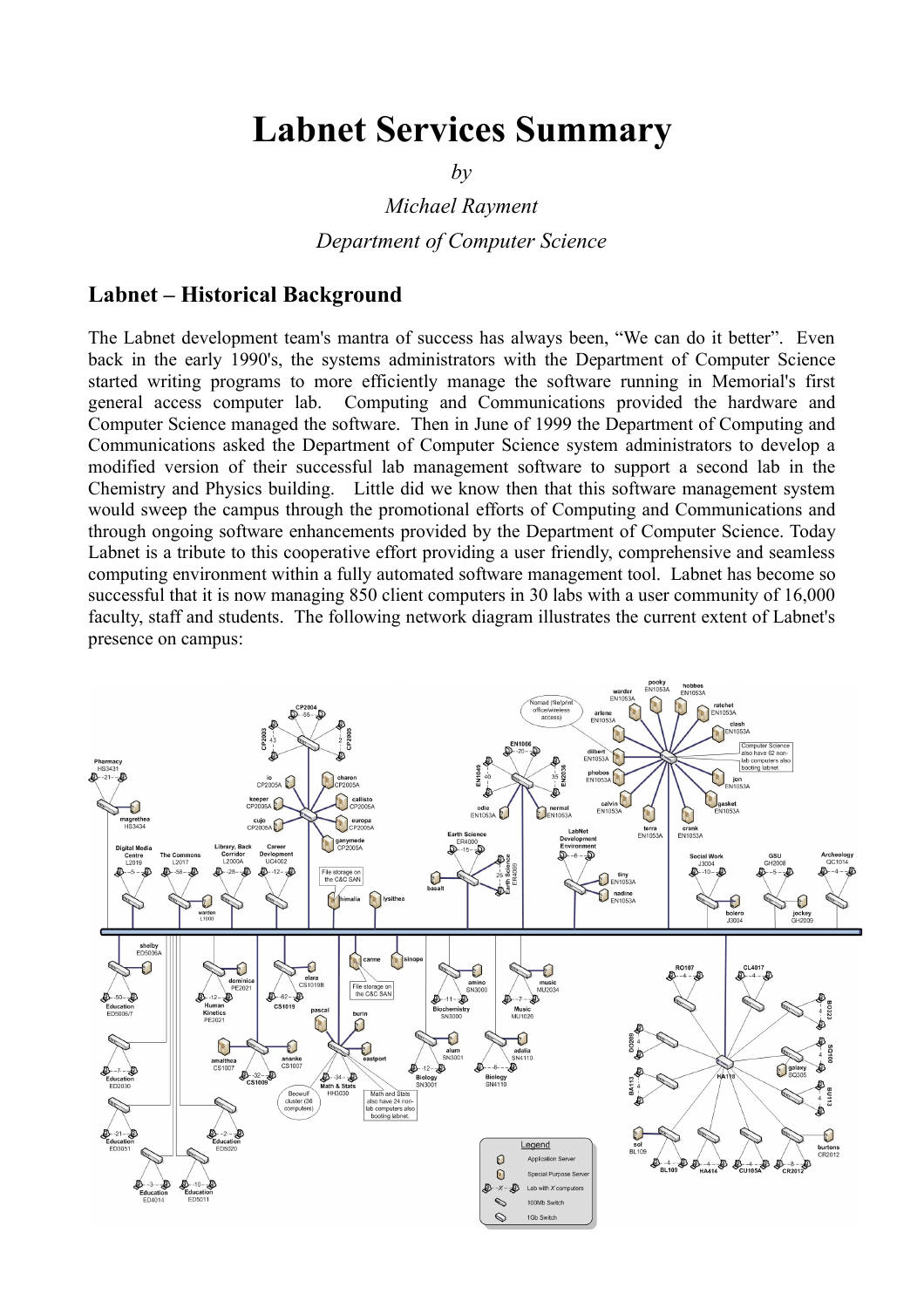# Labnet Services Summary

*by*

*Michael Rayment*

*Department of Computer Science*

## Labnet – Historical Background

The Labnet development team's mantra of success has always been, "We can do it better". Even back in the early 1990's, the systems administrators with the Department of Computer Science started writing programs to more efficiently manage the software running in Memorial's first general access computer lab. Computing and Communications provided the hardware and Computer Science managed the software. Then in June of 1999 the Department of Computing and Communications asked the Department of Computer Science system administrators to develop a modified version of their successful lab management software to support a second lab in the Chemistry and Physics building. Little did we know then that this software management system would sweep the campus through the promotional efforts of Computing and Communications and through ongoing software enhancements provided by the Department of Computer Science. Today Labnet is a tribute to this cooperative effort providing a user friendly, comprehensive and seamless computing environment within a fully automated software management tool. Labnet has become so successful that it is now managing 850 client computers in 30 labs with a user community of 16,000 faculty, staff and students. The following network diagram illustrates the current extent of Labnet's presence on campus: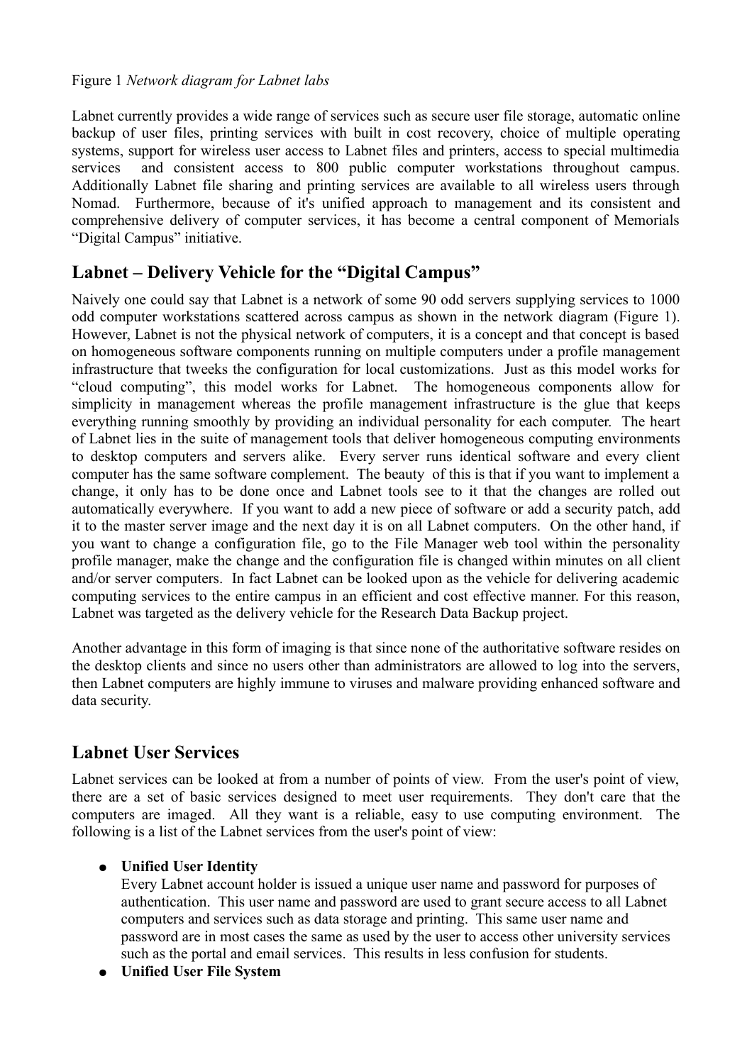Figure 1 *Network diagram for Labnet labs*

Labnet currently provides a wide range of services such as secure user file storage, automatic online backup of user files, printing services with built in cost recovery, choice of multiple operating systems, support for wireless user access to Labnet files and printers, access to special multimedia services and consistent access to 800 public computer workstations throughout campus. Additionally Labnet file sharing and printing services are available to all wireless users through Nomad. Furthermore, because of it's unified approach to management and its consistent and comprehensive delivery of computer services, it has become a central component of Memorials "Digital Campus" initiative.

## Labnet – Delivery Vehicle for the "Digital Campus"

Naively one could say that Labnet is a network of some 90 odd servers supplying services to 1000 odd computer workstations scattered across campus as shown in the network diagram (Figure 1). However, Labnet is not the physical network of computers, it is a concept and that concept is based on homogeneous software components running on multiple computers under a profile management infrastructure that tweeks the configuration for local customizations. Just as this model works for "cloud computing", this model works for Labnet. The homogeneous components allow for simplicity in management whereas the profile management infrastructure is the glue that keeps everything running smoothly by providing an individual personality for each computer. The heart of Labnet lies in the suite of management tools that deliver homogeneous computing environments to desktop computers and servers alike. Every server runs identical software and every client computer has the same software complement. The beauty of this is that if you want to implement a change, it only has to be done once and Labnet tools see to it that the changes are rolled out automatically everywhere. If you want to add a new piece of software or add a security patch, add it to the master server image and the next day it is on all Labnet computers. On the other hand, if you want to change a configuration file, go to the File Manager web tool within the personality profile manager, make the change and the configuration file is changed within minutes on all client and/or server computers. In fact Labnet can be looked upon as the vehicle for delivering academic computing services to the entire campus in an efficient and cost effective manner. For this reason, Labnet was targeted as the delivery vehicle for the Research Data Backup project.

Another advantage in this form of imaging is that since none of the authoritative software resides on the desktop clients and since no users other than administrators are allowed to log into the servers, then Labnet computers are highly immune to viruses and malware providing enhanced software and data security.

## Labnet User Services

Labnet services can be looked at from a number of points of view. From the user's point of view, there are a set of basic services designed to meet user requirements. They don't care that the computers are imaged. All they want is a reliable, easy to use computing environment. The following is a list of the Labnet services from the user's point of view:

- **Unified User Identity**
  Every Labnet account holder is issued a unique user name and password for purposes of authentication. This user name and password are used to grant secure access to all Labnet computers and services such as data storage and printing. This same user name and password are in most cases the same as used by the user to access other university services such as the portal and email services. This results in less confusion for students.
- **Unified User File System**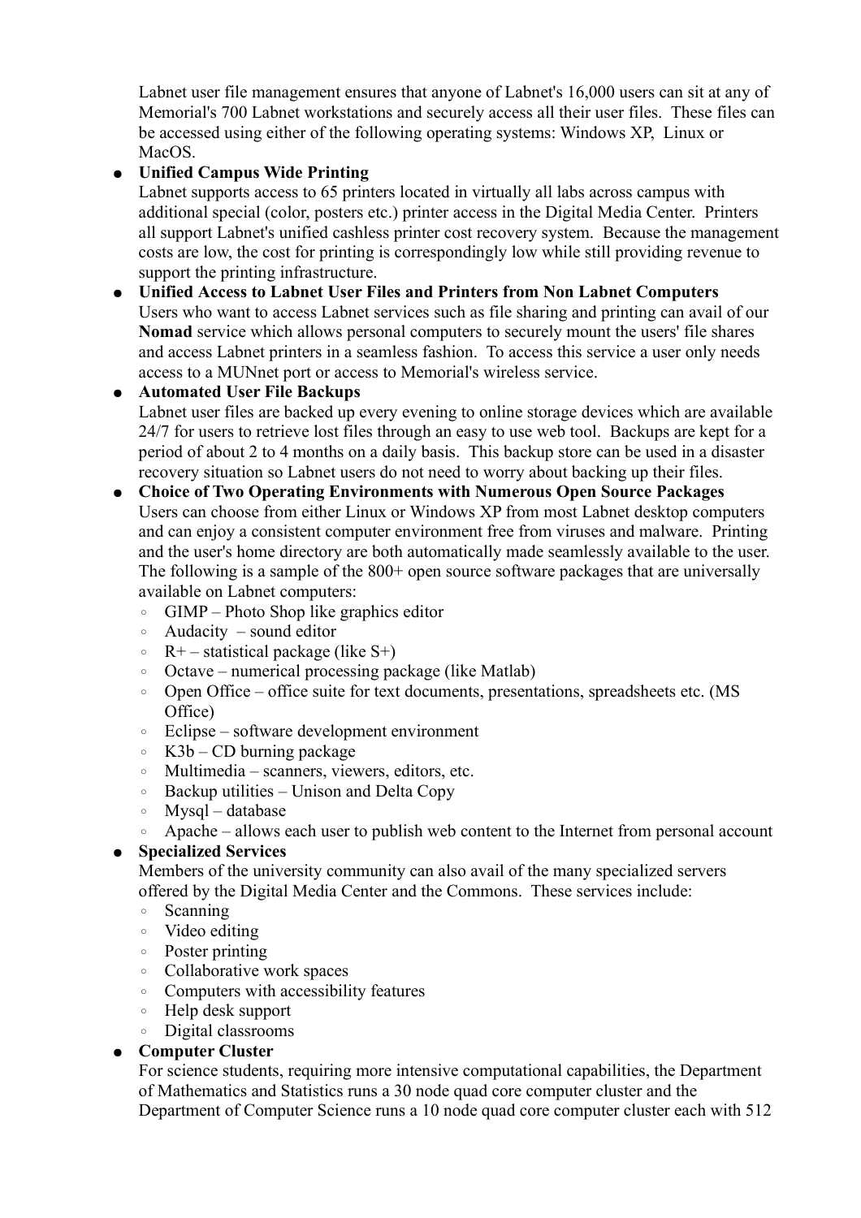Labnet user file management ensures that anyone of Labnet's 16,000 users can sit at any of Memorial's 700 Labnet workstations and securely access all their user files. These files can be accessed using either of the following operating systems: Windows XP, Linux or MacOS.

- **Unified Campus Wide Printing**
  Labnet supports access to 65 printers located in virtually all labs across campus with additional special (color, posters etc.) printer access in the Digital Media Center. Printers all support Labnet's unified cashless printer cost recovery system. Because the management costs are low, the cost for printing is correspondingly low while still providing revenue to support the printing infrastructure.
- **Unified Access to Labnet User Files and Printers from Non Labnet Computers**
  Users who want to access Labnet services such as file sharing and printing can avail of our **Nomad** service which allows personal computers to securely mount the users' file shares and access Labnet printers in a seamless fashion. To access this service a user only needs access to a MUNnet port or access to Memorial's wireless service.
- **Automated User File Backups**
  Labnet user files are backed up every evening to online storage devices which are available 24/7 for users to retrieve lost files through an easy to use web tool. Backups are kept for a period of about 2 to 4 months on a daily basis. This backup store can be used in a disaster recovery situation so Labnet users do not need to worry about backing up their files.
- **Choice of Two Operating Environments with Numerous Open Source Packages**
  Users can choose from either Linux or Windows XP from most Labnet desktop computers and can enjoy a consistent computer environment free from viruses and malware. Printing and the user's home directory are both automatically made seamlessly available to the user. The following is a sample of the 800+ open source software packages that are universally available on Labnet computers:
  - GIMP – Photo Shop like graphics editor
  - Audacity – sound editor
  - R+ – statistical package (like S+)
  - Octave – numerical processing package (like Matlab)
  - Open Office – office suite for text documents, presentations, spreadsheets etc. (MS Office)
  - Eclipse – software development environment
  - K3b – CD burning package
  - Multimedia – scanners, viewers, editors, etc.
  - Backup utilities – Unison and Delta Copy
  - Mysql – database
  - Apache – allows each user to publish web content to the Internet from personal account
- **Specialized Services**
  Members of the university community can also avail of the many specialized servers offered by the Digital Media Center and the Commons. These services include:
  - Scanning
  - Video editing
  - Poster printing
  - Collaborative work spaces
  - Computers with accessibility features
  - Help desk support
  - Digital classrooms
- **Computer Cluster**
  For science students, requiring more intensive computational capabilities, the Department of Mathematics and Statistics runs a 30 node quad core computer cluster and the Department of Computer Science runs a 10 node quad core computer cluster each with 512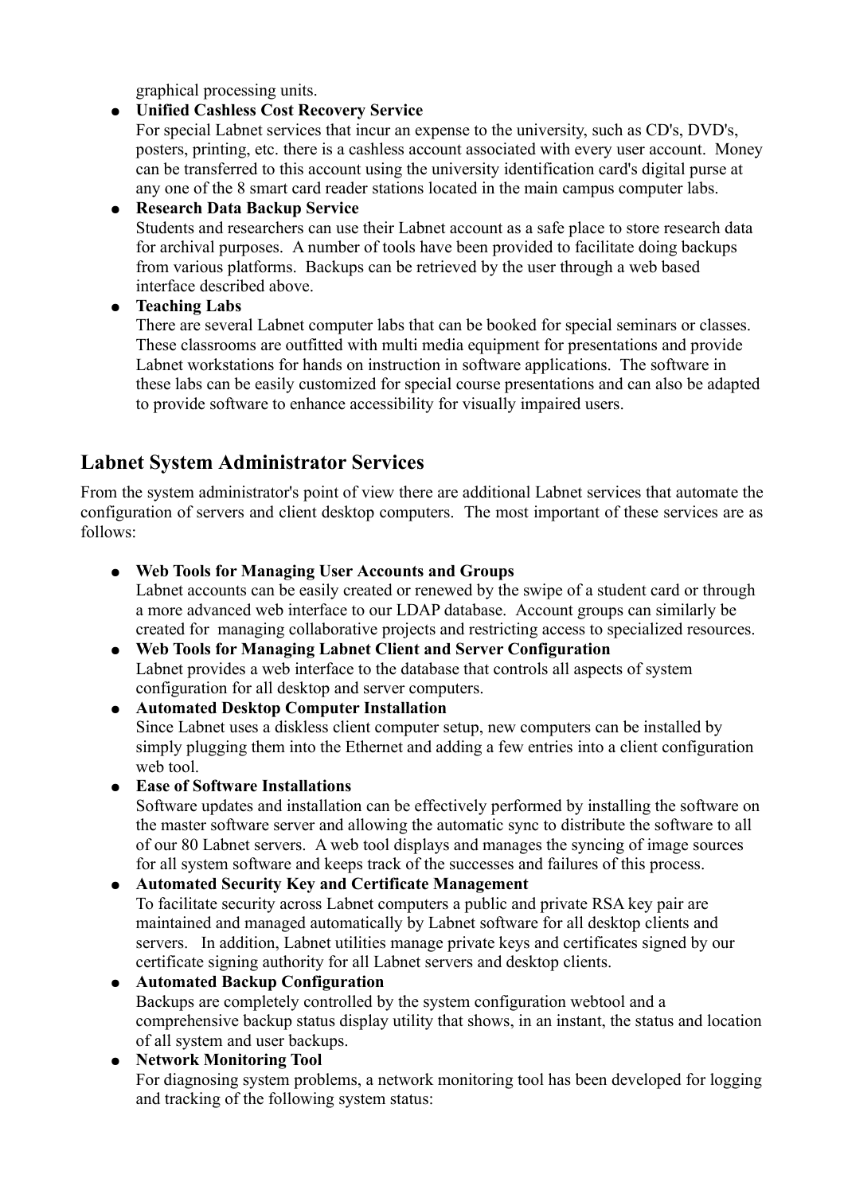graphical processing units.

- **Unified Cashless Cost Recovery Service**
  For special Labnet services that incur an expense to the university, such as CD's, DVD's, posters, printing, etc. there is a cashless account associated with every user account. Money can be transferred to this account using the university identification card's digital purse at any one of the 8 smart card reader stations located in the main campus computer labs.
- **Research Data Backup Service**
  Students and researchers can use their Labnet account as a safe place to store research data for archival purposes. A number of tools have been provided to facilitate doing backups from various platforms. Backups can be retrieved by the user through a web based interface described above.
- **Teaching Labs**
  There are several Labnet computer labs that can be booked for special seminars or classes. These classrooms are outfitted with multi media equipment for presentations and provide Labnet workstations for hands on instruction in software applications. The software in these labs can be easily customized for special course presentations and can also be adapted to provide software to enhance accessibility for visually impaired users.

## Labnet System Administrator Services

From the system administrator's point of view there are additional Labnet services that automate the configuration of servers and client desktop computers. The most important of these services are as follows:

- **Web Tools for Managing User Accounts and Groups**
  Labnet accounts can be easily created or renewed by the swipe of a student card or through a more advanced web interface to our LDAP database. Account groups can similarly be created for managing collaborative projects and restricting access to specialized resources.
- **Web Tools for Managing Labnet Client and Server Configuration**
  Labnet provides a web interface to the database that controls all aspects of system configuration for all desktop and server computers.
- **Automated Desktop Computer Installation**
  Since Labnet uses a diskless client computer setup, new computers can be installed by simply plugging them into the Ethernet and adding a few entries into a client configuration web tool.
- **Ease of Software Installations**
  Software updates and installation can be effectively performed by installing the software on the master software server and allowing the automatic sync to distribute the software to all of our 80 Labnet servers. A web tool displays and manages the syncing of image sources for all system software and keeps track of the successes and failures of this process.
- **Automated Security Key and Certificate Management**
  To facilitate security across Labnet computers a public and private RSA key pair are maintained and managed automatically by Labnet software for all desktop clients and servers. In addition, Labnet utilities manage private keys and certificates signed by our certificate signing authority for all Labnet servers and desktop clients.
- **Automated Backup Configuration**
  Backups are completely controlled by the system configuration webtool and a comprehensive backup status display utility that shows, in an instant, the status and location of all system and user backups.
- **Network Monitoring Tool**
  For diagnosing system problems, a network monitoring tool has been developed for logging and tracking of the following system status: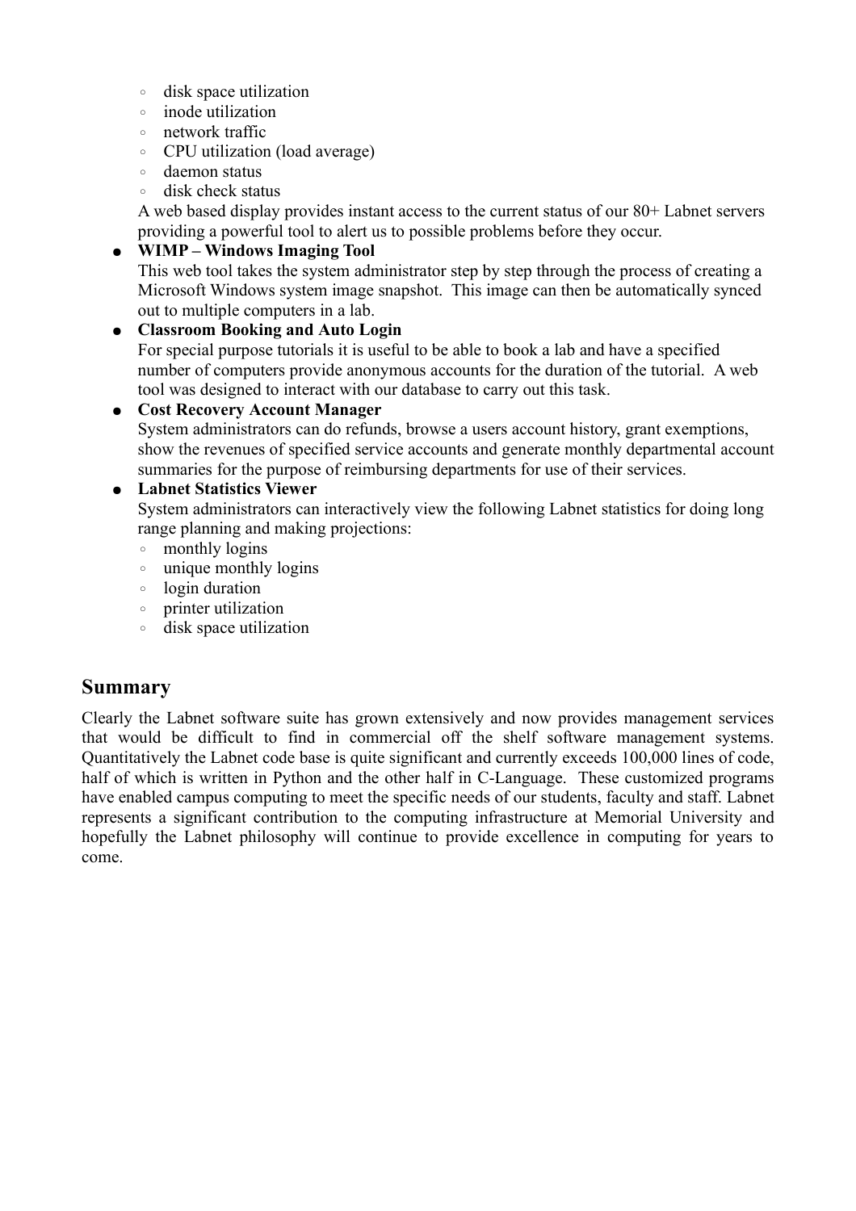- disk space utilization
  - inode utilization
  - network traffic
  - CPU utilization (load average)
  - daemon status
  - disk check status

  A web based display provides instant access to the current status of our 80+ Labnet servers providing a powerful tool to alert us to possible problems before they occur.

- **WIMP – Windows Imaging Tool**
  This web tool takes the system administrator step by step through the process of creating a Microsoft Windows system image snapshot. This image can then be automatically synced out to multiple computers in a lab.
- **Classroom Booking and Auto Login**
  For special purpose tutorials it is useful to be able to book a lab and have a specified number of computers provide anonymous accounts for the duration of the tutorial. A web tool was designed to interact with our database to carry out this task.
- **Cost Recovery Account Manager**
  System administrators can do refunds, browse a users account history, grant exemptions, show the revenues of specified service accounts and generate monthly departmental account summaries for the purpose of reimbursing departments for use of their services.
- **Labnet Statistics Viewer**
  System administrators can interactively view the following Labnet statistics for doing long range planning and making projections:
  - monthly logins
  - unique monthly logins
  - login duration
  - printer utilization
  - disk space utilization

## Summary

Clearly the Labnet software suite has grown extensively and now provides management services that would be difficult to find in commercial off the shelf software management systems. Quantitatively the Labnet code base is quite significant and currently exceeds 100,000 lines of code, half of which is written in Python and the other half in C-Language. These customized programs have enabled campus computing to meet the specific needs of our students, faculty and staff. Labnet represents a significant contribution to the computing infrastructure at Memorial University and hopefully the Labnet philosophy will continue to provide excellence in computing for years to come.